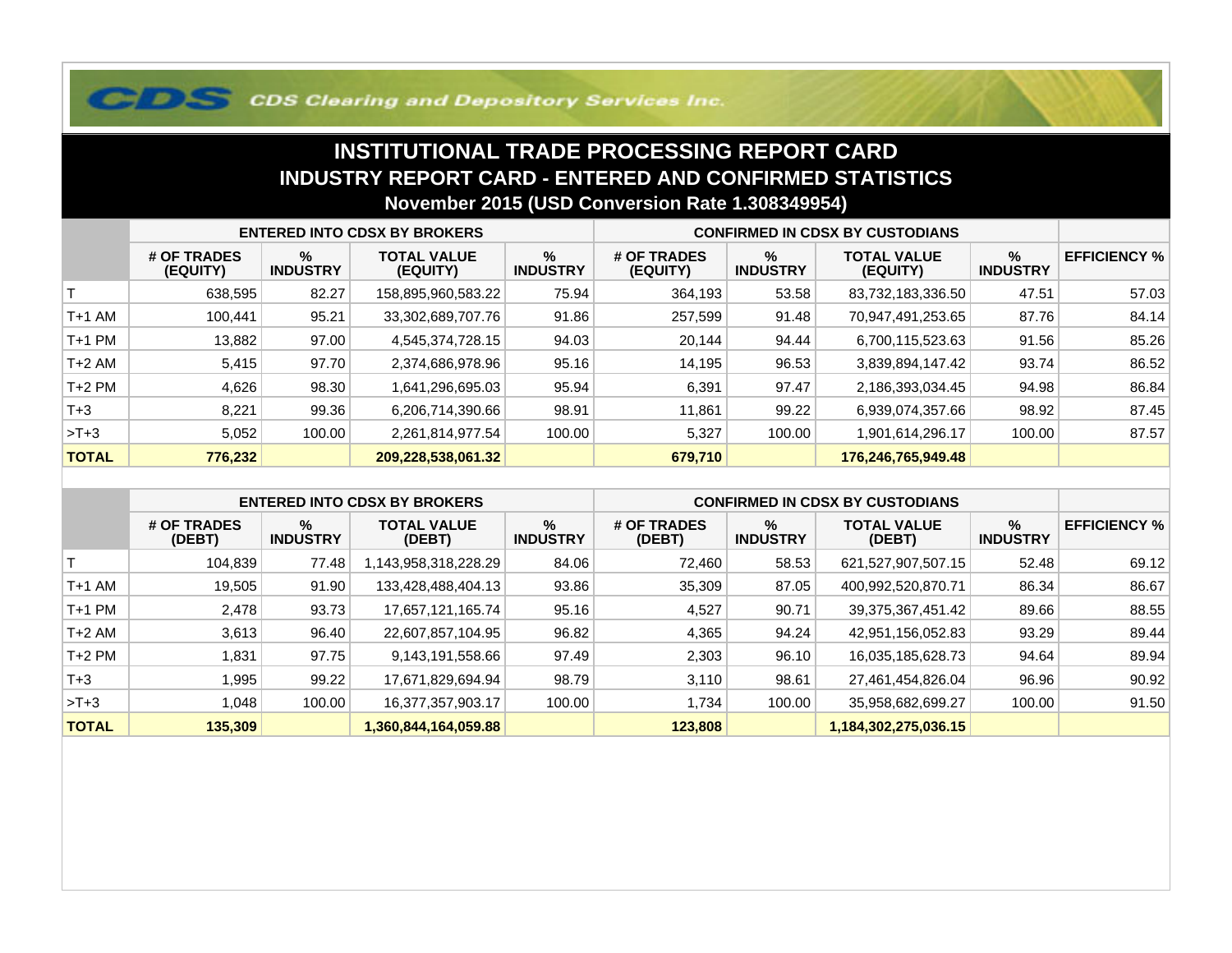CDS Clearing and Depository Services Inc.

# INSTITUTIONAL TRADE PROCESSING REPORT CARD

## INDUSTRY REPORT CARD - ENTERED AND CONFIRMED STATISTICS

### November 2015 (USD Conversion Rate 1.308349954)

| | ENTERED INTO CDSX BY BROKERS | | | | CONFIRMED IN CDSX BY CUSTODIANS | | | | |
|---|---|---|---|---|---|---|---|---|---|
| | # OF TRADES (EQUITY) | % INDUSTRY | TOTAL VALUE (EQUITY) | % INDUSTRY | # OF TRADES (EQUITY) | % INDUSTRY | TOTAL VALUE (EQUITY) | % INDUSTRY | EFFICIENCY % |
| T | 638,595 | 82.27 | 158,895,960,583.22 | 75.94 | 364,193 | 53.58 | 83,732,183,336.50 | 47.51 | 57.03 |
| T+1 AM | 100,441 | 95.21 | 33,302,689,707.76 | 91.86 | 257,599 | 91.48 | 70,947,491,253.65 | 87.76 | 84.14 |
| T+1 PM | 13,882 | 97.00 | 4,545,374,728.15 | 94.03 | 20,144 | 94.44 | 6,700,115,523.63 | 91.56 | 85.26 |
| T+2 AM | 5,415 | 97.70 | 2,374,686,978.96 | 95.16 | 14,195 | 96.53 | 3,839,894,147.42 | 93.74 | 86.52 |
| T+2 PM | 4,626 | 98.30 | 1,641,296,695.03 | 95.94 | 6,391 | 97.47 | 2,186,393,034.45 | 94.98 | 86.84 |
| T+3 | 8,221 | 99.36 | 6,206,714,390.66 | 98.91 | 11,861 | 99.22 | 6,939,074,357.66 | 98.92 | 87.45 |
| >T+3 | 5,052 | 100.00 | 2,261,814,977.54 | 100.00 | 5,327 | 100.00 | 1,901,614,296.17 | 100.00 | 87.57 |
| **TOTAL** | **776,232** | | **209,228,538,061.32** | | **679,710** | | **176,246,765,949.48** | | |

| | ENTERED INTO CDSX BY BROKERS | | | | CONFIRMED IN CDSX BY CUSTODIANS | | | | |
|---|---|---|---|---|---|---|---|---|---|
| | # OF TRADES (DEBT) | % INDUSTRY | TOTAL VALUE (DEBT) | % INDUSTRY | # OF TRADES (DEBT) | % INDUSTRY | TOTAL VALUE (DEBT) | % INDUSTRY | EFFICIENCY % |
| T | 104,839 | 77.48 | 1,143,958,318,228.29 | 84.06 | 72,460 | 58.53 | 621,527,907,507.15 | 52.48 | 69.12 |
| T+1 AM | 19,505 | 91.90 | 133,428,488,404.13 | 93.86 | 35,309 | 87.05 | 400,992,520,870.71 | 86.34 | 86.67 |
| T+1 PM | 2,478 | 93.73 | 17,657,121,165.74 | 95.16 | 4,527 | 90.71 | 39,375,367,451.42 | 89.66 | 88.55 |
| T+2 AM | 3,613 | 96.40 | 22,607,857,104.95 | 96.82 | 4,365 | 94.24 | 42,951,156,052.83 | 93.29 | 89.44 |
| T+2 PM | 1,831 | 97.75 | 9,143,191,558.66 | 97.49 | 2,303 | 96.10 | 16,035,185,628.73 | 94.64 | 89.94 |
| T+3 | 1,995 | 99.22 | 17,671,829,694.94 | 98.79 | 3,110 | 98.61 | 27,461,454,826.04 | 96.96 | 90.92 |
| >T+3 | 1,048 | 100.00 | 16,377,357,903.17 | 100.00 | 1,734 | 100.00 | 35,958,682,699.27 | 100.00 | 91.50 |
| **TOTAL** | **135,309** | | **1,360,844,164,059.88** | | **123,808** | | **1,184,302,275,036.15** | | |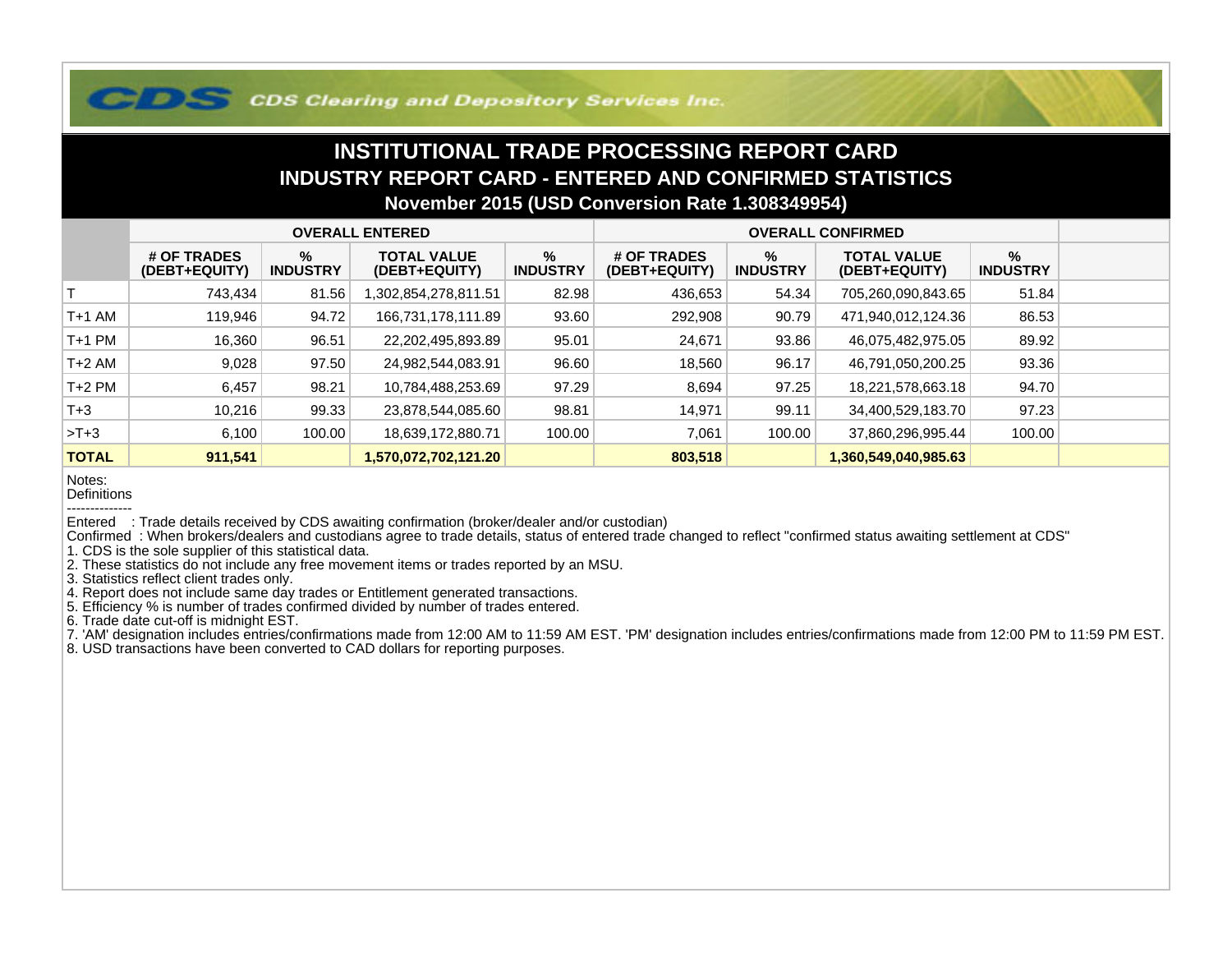CDS Clearing and Depository Services Inc.

# INSTITUTIONAL TRADE PROCESSING REPORT CARD

## INDUSTRY REPORT CARD - ENTERED AND CONFIRMED STATISTICS

### November 2015 (USD Conversion Rate 1.308349954)

| | OVERALL ENTERED | | | | OVERALL CONFIRMED | | | | |
|---|---|---|---|---|---|---|---|---|---|
| | # OF TRADES (DEBT+EQUITY) | % INDUSTRY | TOTAL VALUE (DEBT+EQUITY) | % INDUSTRY | # OF TRADES (DEBT+EQUITY) | % INDUSTRY | TOTAL VALUE (DEBT+EQUITY) | % INDUSTRY | |
| T | 743,434 | 81.56 | 1,302,854,278,811.51 | 82.98 | 436,653 | 54.34 | 705,260,090,843.65 | 51.84 | |
| T+1 AM | 119,946 | 94.72 | 166,731,178,111.89 | 93.60 | 292,908 | 90.79 | 471,940,012,124.36 | 86.53 | |
| T+1 PM | 16,360 | 96.51 | 22,202,495,893.89 | 95.01 | 24,671 | 93.86 | 46,075,482,975.05 | 89.92 | |
| T+2 AM | 9,028 | 97.50 | 24,982,544,083.91 | 96.60 | 18,560 | 96.17 | 46,791,050,200.25 | 93.36 | |
| T+2 PM | 6,457 | 98.21 | 10,784,488,253.69 | 97.29 | 8,694 | 97.25 | 18,221,578,663.18 | 94.70 | |
| T+3 | 10,216 | 99.33 | 23,878,544,085.60 | 98.81 | 14,971 | 99.11 | 34,400,529,183.70 | 97.23 | |
| >T+3 | 6,100 | 100.00 | 18,639,172,880.71 | 100.00 | 7,061 | 100.00 | 37,860,296,995.44 | 100.00 | |
| **TOTAL** | **911,541** | | **1,570,072,702,121.20** | | **803,518** | | **1,360,549,040,985.63** | | |

Notes:
Definitions
--------------
Entered : Trade details received by CDS awaiting confirmation (broker/dealer and/or custodian)
Confirmed : When brokers/dealers and custodians agree to trade details, status of entered trade changed to reflect "confirmed status awaiting settlement at CDS"
1. CDS is the sole supplier of this statistical data.
2. These statistics do not include any free movement items or trades reported by an MSU.
3. Statistics reflect client trades only.
4. Report does not include same day trades or Entitlement generated transactions.
5. Efficiency % is number of trades confirmed divided by number of trades entered.
6. Trade date cut-off is midnight EST.
7. 'AM' designation includes entries/confirmations made from 12:00 AM to 11:59 AM EST. 'PM' designation includes entries/confirmations made from 12:00 PM to 11:59 PM EST.
8. USD transactions have been converted to CAD dollars for reporting purposes.